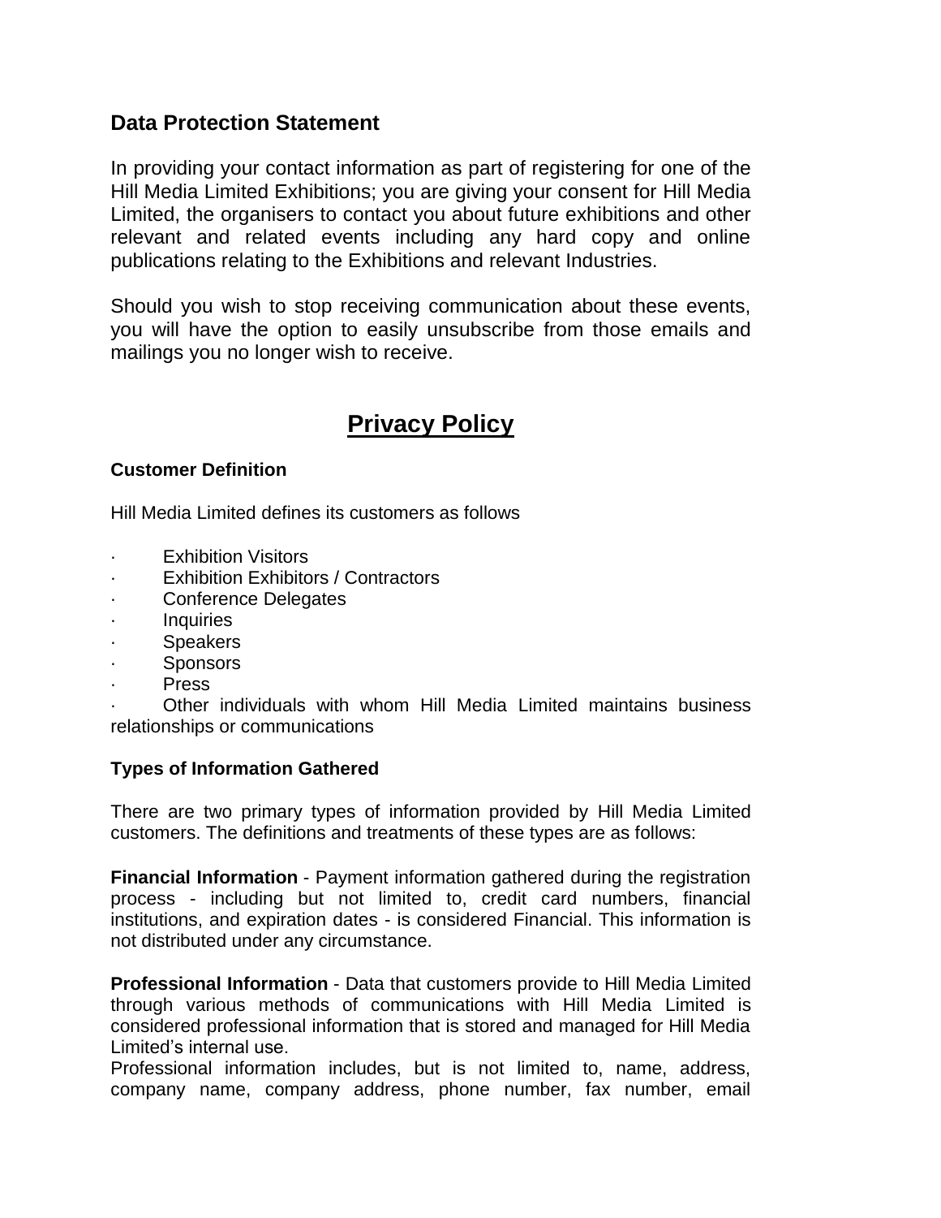## Data Protection Statement

In providing your contact information as part of registering for one of the Hill Media Limited Exhibitions; you are giving your consent for Hill Media Limited, the organisers to contact you about future exhibitions and other relevant and related events including any hard copy and online publications relating to the Exhibitions and relevant Industries.

Should you wish to stop receiving communication about these events, you will have the option to easily unsubscribe from those emails and mailings you no longer wish to receive.

# Privacy Policy

### Customer Definition

Hill Media Limited defines its customers as follows

- Exhibition Visitors
- Exhibition Exhibitors / Contractors
- Conference Delegates
- Inquiries
- Speakers
- Sponsors
- Press
- Other individuals with whom Hill Media Limited maintains business relationships or communications

### Types of Information Gathered

There are two primary types of information provided by Hill Media Limited customers. The definitions and treatments of these types are as follows:

**Financial Information** - Payment information gathered during the registration process - including but not limited to, credit card numbers, financial institutions, and expiration dates - is considered Financial. This information is not distributed under any circumstance.

**Professional Information** - Data that customers provide to Hill Media Limited through various methods of communications with Hill Media Limited is considered professional information that is stored and managed for Hill Media Limited's internal use.
Professional information includes, but is not limited to, name, address, company name, company address, phone number, fax number, email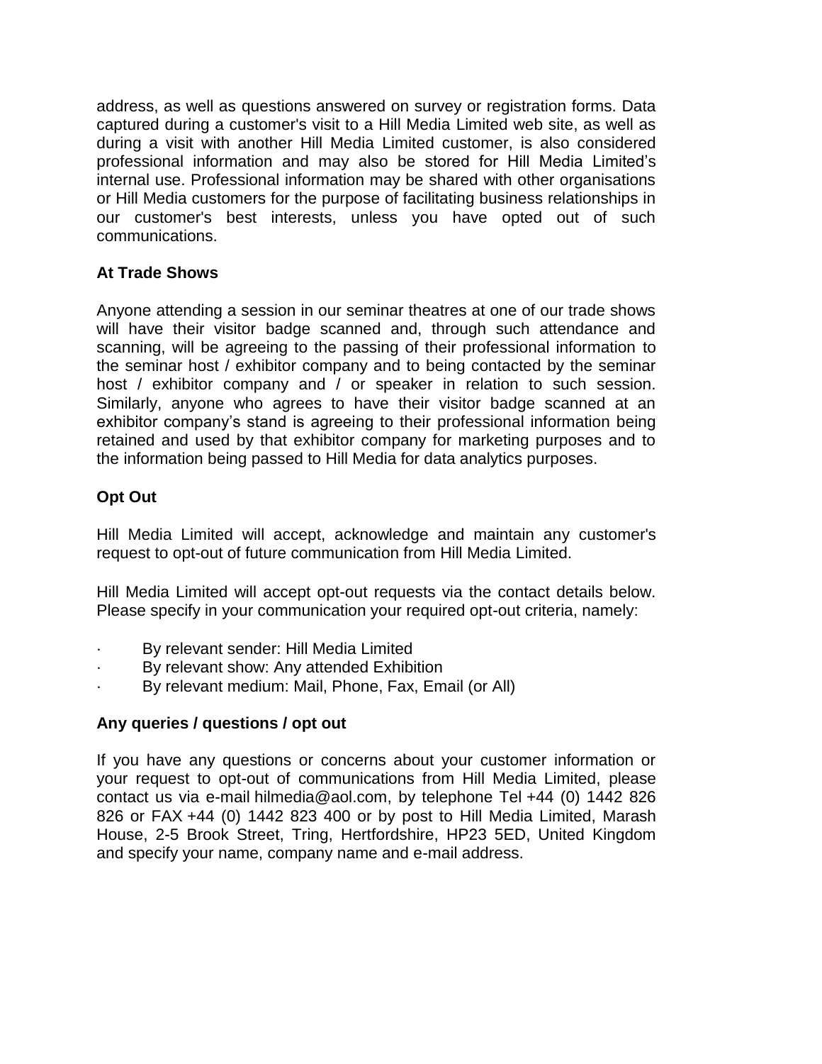address, as well as questions answered on survey or registration forms. Data captured during a customer's visit to a Hill Media Limited web site, as well as during a visit with another Hill Media Limited customer, is also considered professional information and may also be stored for Hill Media Limited's internal use. Professional information may be shared with other organisations or Hill Media customers for the purpose of facilitating business relationships in our customer's best interests, unless you have opted out of such communications.

**At Trade Shows**

Anyone attending a session in our seminar theatres at one of our trade shows will have their visitor badge scanned and, through such attendance and scanning, will be agreeing to the passing of their professional information to the seminar host / exhibitor company and to being contacted by the seminar host / exhibitor company and / or speaker in relation to such session. Similarly, anyone who agrees to have their visitor badge scanned at an exhibitor company's stand is agreeing to their professional information being retained and used by that exhibitor company for marketing purposes and to the information being passed to Hill Media for data analytics purposes.

**Opt Out**

Hill Media Limited will accept, acknowledge and maintain any customer's request to opt-out of future communication from Hill Media Limited.

Hill Media Limited will accept opt-out requests via the contact details below. Please specify in your communication your required opt-out criteria, namely:

- By relevant sender: Hill Media Limited
- By relevant show: Any attended Exhibition
- By relevant medium: Mail, Phone, Fax, Email (or All)

**Any queries / questions / opt out**

If you have any questions or concerns about your customer information or your request to opt-out of communications from Hill Media Limited, please contact us via e-mail hilmedia@aol.com, by telephone Tel +44 (0) 1442 826 826 or FAX +44 (0) 1442 823 400 or by post to Hill Media Limited, Marash House, 2-5 Brook Street, Tring, Hertfordshire, HP23 5ED, United Kingdom and specify your name, company name and e-mail address.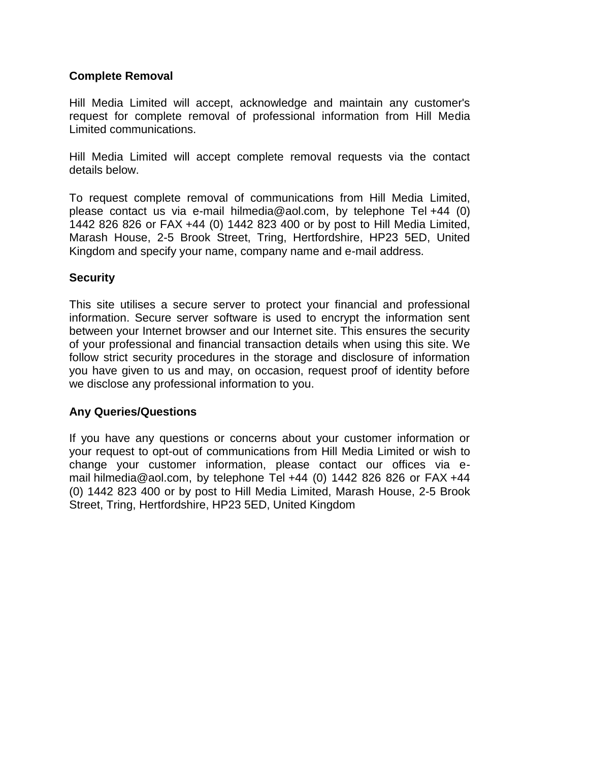## Complete Removal

Hill Media Limited will accept, acknowledge and maintain any customer's request for complete removal of professional information from Hill Media Limited communications.

Hill Media Limited will accept complete removal requests via the contact details below.

To request complete removal of communications from Hill Media Limited, please contact us via e-mail hilmedia@aol.com, by telephone Tel +44 (0) 1442 826 826 or FAX +44 (0) 1442 823 400 or by post to Hill Media Limited, Marash House, 2-5 Brook Street, Tring, Hertfordshire, HP23 5ED, United Kingdom and specify your name, company name and e-mail address.

## Security

This site utilises a secure server to protect your financial and professional information. Secure server software is used to encrypt the information sent between your Internet browser and our Internet site. This ensures the security of your professional and financial transaction details when using this site. We follow strict security procedures in the storage and disclosure of information you have given to us and may, on occasion, request proof of identity before we disclose any professional information to you.

## Any Queries/Questions

If you have any questions or concerns about your customer information or your request to opt-out of communications from Hill Media Limited or wish to change your customer information, please contact our offices via e-mail hilmedia@aol.com, by telephone Tel +44 (0) 1442 826 826 or FAX +44 (0) 1442 823 400 or by post to Hill Media Limited, Marash House, 2-5 Brook Street, Tring, Hertfordshire, HP23 5ED, United Kingdom